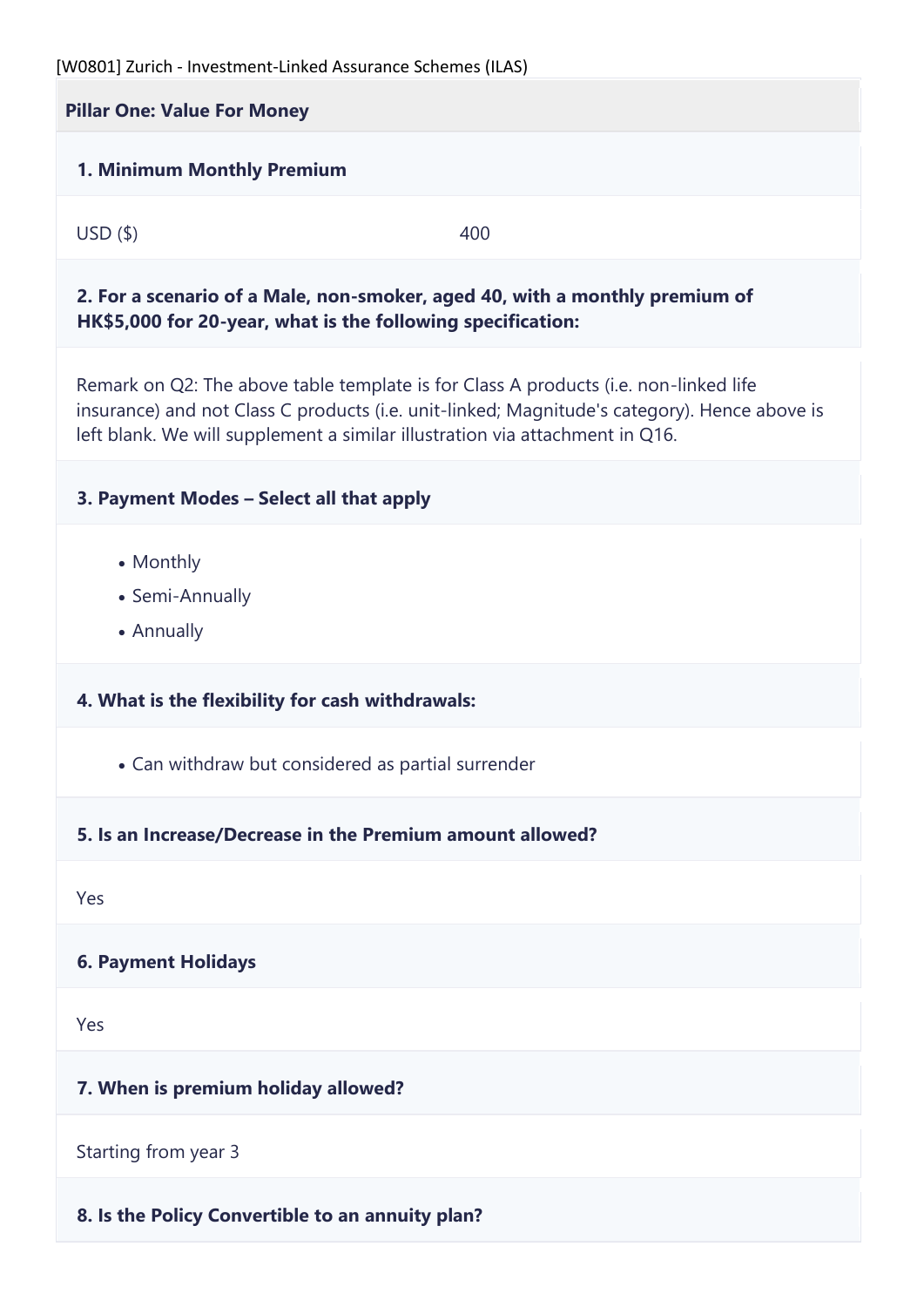[W0801] Zurich - Investment-Linked Assurance Schemes (ILAS)

## Pillar One: Value For Money

### 1. Minimum Monthly Premium

| USD ($) | 400 |
|---|---|

### 2. For a scenario of a Male, non-smoker, aged 40, with a monthly premium of HK$5,000 for 20-year, what is the following specification:

Remark on Q2: The above table template is for Class A products (i.e. non-linked life insurance) and not Class C products (i.e. unit-linked; Magnitude's category). Hence above is left blank. We will supplement a similar illustration via attachment in Q16.

### 3. Payment Modes – Select all that apply

- Monthly
- Semi-Annually
- Annually

### 4. What is the flexibility for cash withdrawals:

- Can withdraw but considered as partial surrender

### 5. Is an Increase/Decrease in the Premium amount allowed?

Yes

### 6. Payment Holidays

Yes

### 7. When is premium holiday allowed?

Starting from year 3

### 8. Is the Policy Convertible to an annuity plan?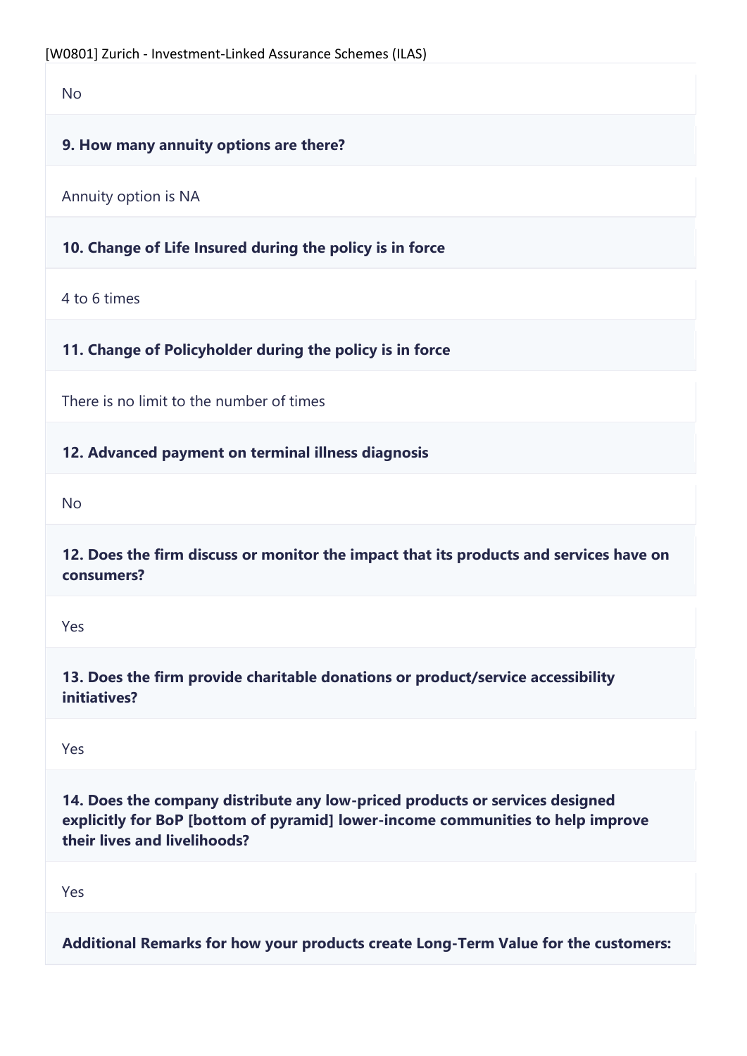No

**9. How many annuity options are there?**

Annuity option is NA

**10. Change of Life Insured during the policy is in force**

4 to 6 times

**11. Change of Policyholder during the policy is in force**

There is no limit to the number of times

**12. Advanced payment on terminal illness diagnosis**

No

**12. Does the firm discuss or monitor the impact that its products and services have on consumers?**

Yes

**13. Does the firm provide charitable donations or product/service accessibility initiatives?**

Yes

**14. Does the company distribute any low-priced products or services designed explicitly for BoP [bottom of pyramid] lower-income communities to help improve their lives and livelihoods?**

Yes

**Additional Remarks for how your products create Long-Term Value for the customers:**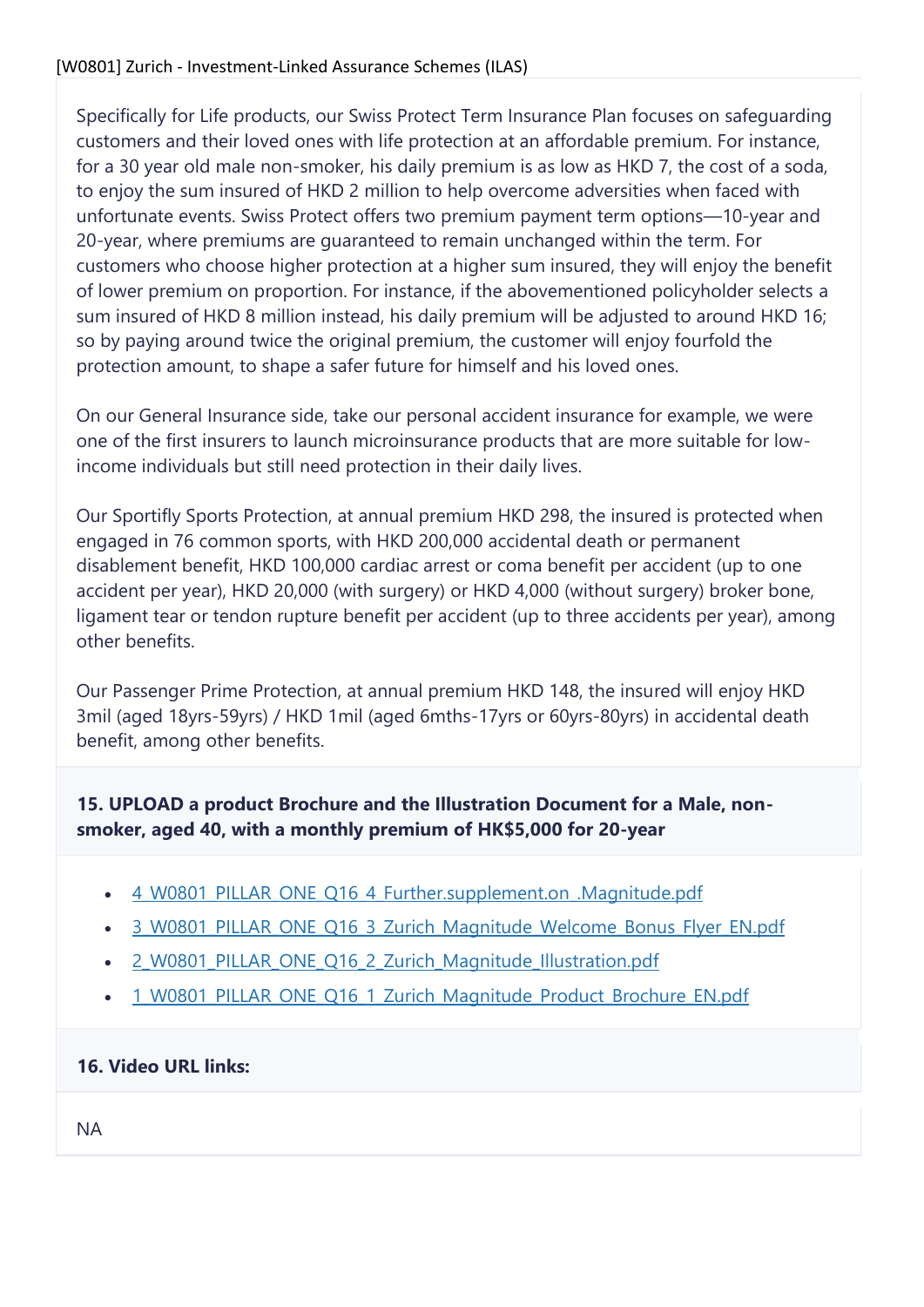Specifically for Life products, our Swiss Protect Term Insurance Plan focuses on safeguarding customers and their loved ones with life protection at an affordable premium. For instance, for a 30 year old male non-smoker, his daily premium is as low as HKD 7, the cost of a soda, to enjoy the sum insured of HKD 2 million to help overcome adversities when faced with unfortunate events. Swiss Protect offers two premium payment term options—10-year and 20-year, where premiums are guaranteed to remain unchanged within the term. For customers who choose higher protection at a higher sum insured, they will enjoy the benefit of lower premium on proportion. For instance, if the abovementioned policyholder selects a sum insured of HKD 8 million instead, his daily premium will be adjusted to around HKD 16; so by paying around twice the original premium, the customer will enjoy fourfold the protection amount, to shape a safer future for himself and his loved ones.

On our General Insurance side, take our personal accident insurance for example, we were one of the first insurers to launch microinsurance products that are more suitable for low-income individuals but still need protection in their daily lives.

Our Sportifly Sports Protection, at annual premium HKD 298, the insured is protected when engaged in 76 common sports, with HKD 200,000 accidental death or permanent disablement benefit, HKD 100,000 cardiac arrest or coma benefit per accident (up to one accident per year), HKD 20,000 (with surgery) or HKD 4,000 (without surgery) broker bone, ligament tear or tendon rupture benefit per accident (up to three accidents per year), among other benefits.

Our Passenger Prime Protection, at annual premium HKD 148, the insured will enjoy HKD 3mil (aged 18yrs-59yrs) / HKD 1mil (aged 6mths-17yrs or 60yrs-80yrs) in accidental death benefit, among other benefits.

**15. UPLOAD a product Brochure and the Illustration Document for a Male, non-smoker, aged 40, with a monthly premium of HK$5,000 for 20-year**

- 4_W0801_PILLAR_ONE_Q16_4_Further.supplement.on_.Magnitude.pdf
- 3_W0801_PILLAR_ONE_Q16_3_Zurich_Magnitude_Welcome_Bonus_Flyer_EN.pdf
- 2_W0801_PILLAR_ONE_Q16_2_Zurich_Magnitude_Illustration.pdf
- 1_W0801_PILLAR_ONE_Q16_1_Zurich_Magnitude_Product_Brochure_EN.pdf

**16. Video URL links:**

NA